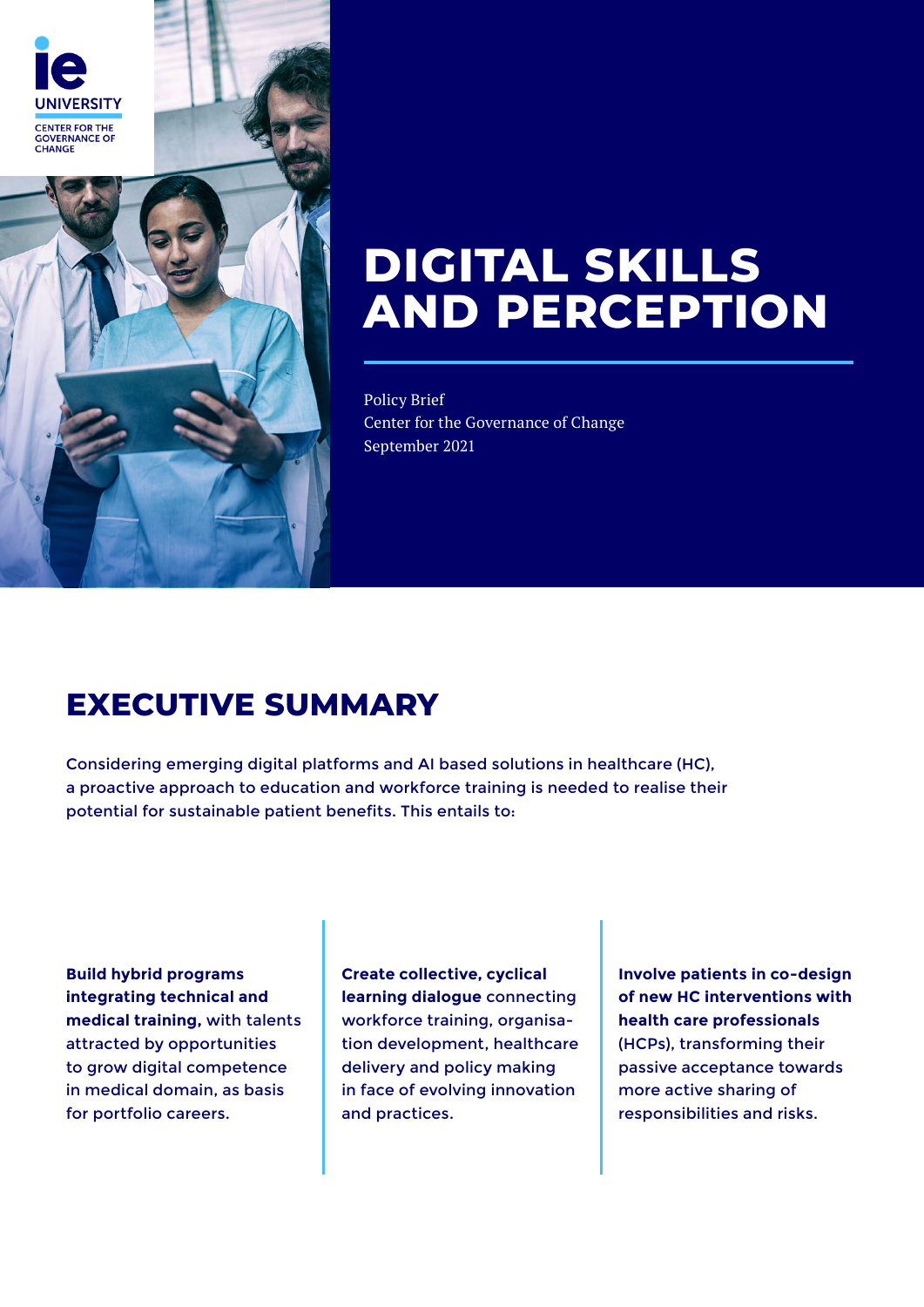IE UNIVERSITY
CENTER FOR THE GOVERNANCE OF CHANGE

# DIGITAL SKILLS AND PERCEPTION

Policy Brief
Center for the Governance of Change
September 2021

## EXECUTIVE SUMMARY

Considering emerging digital platforms and AI based solutions in healthcare (HC), a proactive approach to education and workforce training is needed to realise their potential for sustainable patient benefits. This entails to:

**Build hybrid programs integrating technical and medical training,** with talents attracted by opportunities to grow digital competence in medical domain, as basis for portfolio careers.

**Create collective, cyclical learning dialogue** connecting workforce training, organisation development, healthcare delivery and policy making in face of evolving innovation and practices.

**Involve patients in co-design of new HC interventions with health care professionals** (HCPs), transforming their passive acceptance towards more active sharing of responsibilities and risks.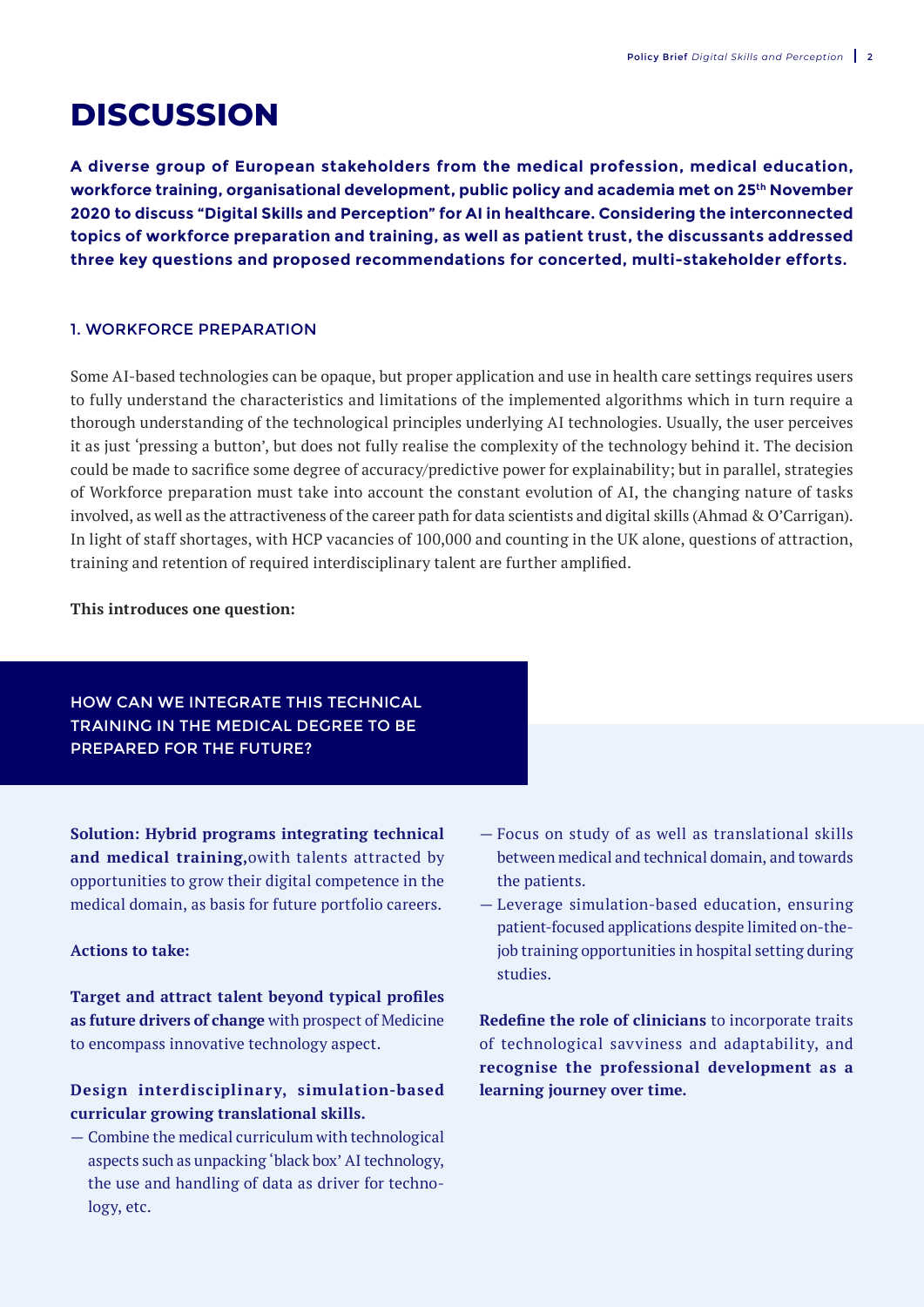# DISCUSSION

**A diverse group of European stakeholders from the medical profession, medical education, workforce training, organisational development, public policy and academia met on 25th November 2020 to discuss "Digital Skills and Perception" for AI in healthcare. Considering the interconnected topics of workforce preparation and training, as well as patient trust, the discussants addressed three key questions and proposed recommendations for concerted, multi-stakeholder efforts.**

### 1. WORKFORCE PREPARATION

Some AI-based technologies can be opaque, but proper application and use in health care settings requires users to fully understand the characteristics and limitations of the implemented algorithms which in turn require a thorough understanding of the technological principles underlying AI technologies. Usually, the user perceives it as just 'pressing a button', but does not fully realise the complexity of the technology behind it. The decision could be made to sacrifice some degree of accuracy/predictive power for explainability; but in parallel, strategies of Workforce preparation must take into account the constant evolution of AI, the changing nature of tasks involved, as well as the attractiveness of the career path for data scientists and digital skills (Ahmad & O'Carrigan). In light of staff shortages, with HCP vacancies of 100,000 and counting in the UK alone, questions of attraction, training and retention of required interdisciplinary talent are further amplified.

**This introduces one question:**

### HOW CAN WE INTEGRATE THIS TECHNICAL TRAINING IN THE MEDICAL DEGREE TO BE PREPARED FOR THE FUTURE?

**Solution: Hybrid programs integrating technical and medical training,** owith talents attracted by opportunities to grow their digital competence in the medical domain, as basis for future portfolio careers.

**Actions to take:**

**Target and attract talent beyond typical profiles as future drivers of change** with prospect of Medicine to encompass innovative technology aspect.

**Design interdisciplinary, simulation-based curricular growing translational skills.**

- Combine the medical curriculum with technological aspects such as unpacking 'black box' AI technology, the use and handling of data as driver for technology, etc.
- Focus on study of as well as translational skills between medical and technical domain, and towards the patients.
- Leverage simulation-based education, ensuring patient-focused applications despite limited on-the-job training opportunities in hospital setting during studies.

**Redefine the role of clinicians** to incorporate traits of technological savviness and adaptability, and **recognise the professional development as a learning journey over time.**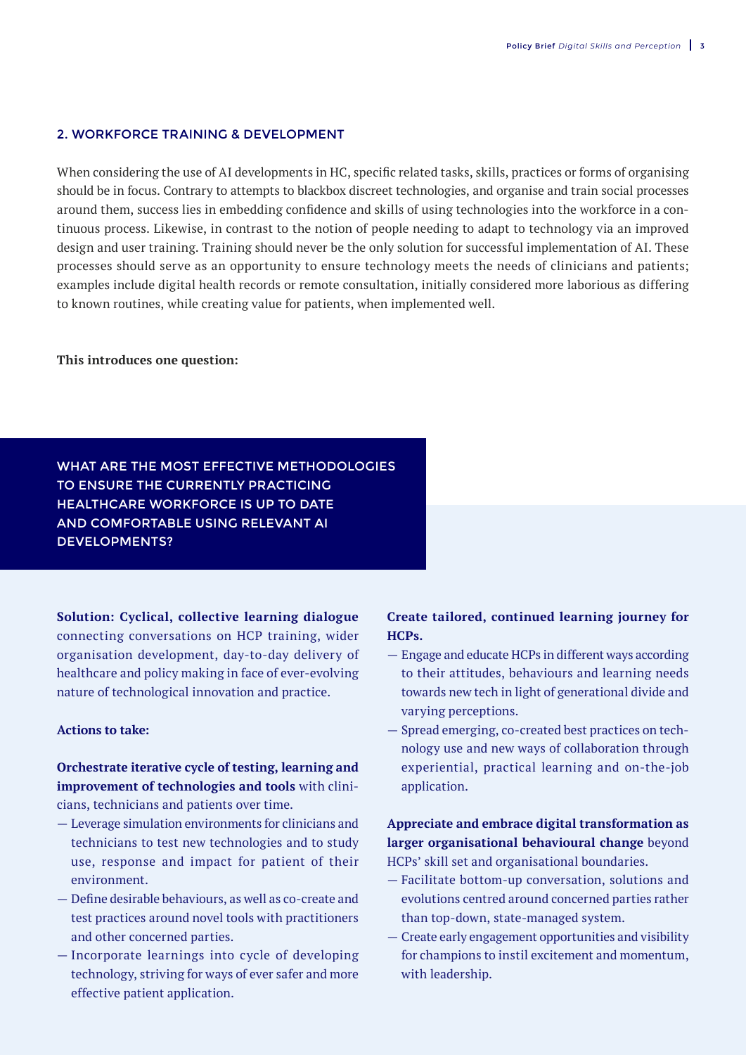## 2. WORKFORCE TRAINING & DEVELOPMENT

When considering the use of AI developments in HC, specific related tasks, skills, practices or forms of organising should be in focus. Contrary to attempts to blackbox discreet technologies, and organise and train social processes around them, success lies in embedding confidence and skills of using technologies into the workforce in a continuous process. Likewise, in contrast to the notion of people needing to adapt to technology via an improved design and user training. Training should never be the only solution for successful implementation of AI. These processes should serve as an opportunity to ensure technology meets the needs of clinicians and patients; examples include digital health records or remote consultation, initially considered more laborious as differing to known routines, while creating value for patients, when implemented well.

**This introduces one question:**

### WHAT ARE THE MOST EFFECTIVE METHODOLOGIES TO ENSURE THE CURRENTLY PRACTICING HEALTHCARE WORKFORCE IS UP TO DATE AND COMFORTABLE USING RELEVANT AI DEVELOPMENTS?

**Solution: Cyclical, collective learning dialogue** connecting conversations on HCP training, wider organisation development, day-to-day delivery of healthcare and policy making in face of ever-evolving nature of technological innovation and practice.

**Actions to take:**

**Orchestrate iterative cycle of testing, learning and improvement of technologies and tools** with clinicians, technicians and patients over time.

- Leverage simulation environments for clinicians and technicians to test new technologies and to study use, response and impact for patient of their environment.
- Define desirable behaviours, as well as co-create and test practices around novel tools with practitioners and other concerned parties.
- Incorporate learnings into cycle of developing technology, striving for ways of ever safer and more effective patient application.

**Create tailored, continued learning journey for HCPs.**

- Engage and educate HCPs in different ways according to their attitudes, behaviours and learning needs towards new tech in light of generational divide and varying perceptions.
- Spread emerging, co-created best practices on technology use and new ways of collaboration through experiential, practical learning and on-the-job application.

**Appreciate and embrace digital transformation as larger organisational behavioural change** beyond HCPs' skill set and organisational boundaries.

- Facilitate bottom-up conversation, solutions and evolutions centred around concerned parties rather than top-down, state-managed system.
- Create early engagement opportunities and visibility for champions to instil excitement and momentum, with leadership.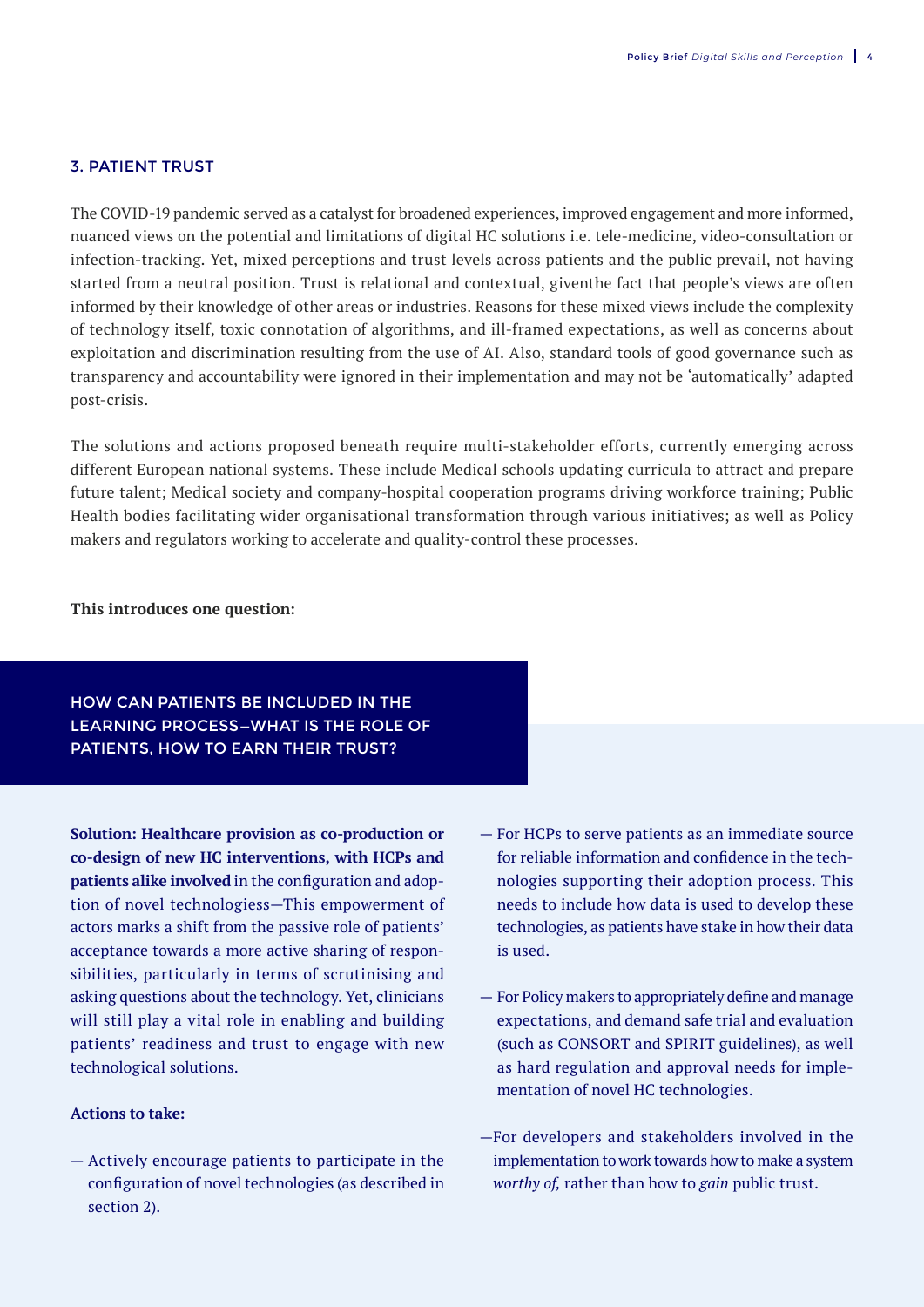## 3. PATIENT TRUST

The COVID-19 pandemic served as a catalyst for broadened experiences, improved engagement and more informed, nuanced views on the potential and limitations of digital HC solutions i.e. tele-medicine, video-consultation or infection-tracking. Yet, mixed perceptions and trust levels across patients and the public prevail, not having started from a neutral position. Trust is relational and contextual, giventhe fact that people's views are often informed by their knowledge of other areas or industries. Reasons for these mixed views include the complexity of technology itself, toxic connotation of algorithms, and ill-framed expectations, as well as concerns about exploitation and discrimination resulting from the use of AI. Also, standard tools of good governance such as transparency and accountability were ignored in their implementation and may not be 'automatically' adapted post-crisis.

The solutions and actions proposed beneath require multi-stakeholder efforts, currently emerging across different European national systems. These include Medical schools updating curricula to attract and prepare future talent; Medical society and company-hospital cooperation programs driving workforce training; Public Health bodies facilitating wider organisational transformation through various initiatives; as well as Policy makers and regulators working to accelerate and quality-control these processes.

**This introduces one question:**

### HOW CAN PATIENTS BE INCLUDED IN THE LEARNING PROCESS—WHAT IS THE ROLE OF PATIENTS, HOW TO EARN THEIR TRUST?

**Solution: Healthcare provision as co-production or co-design of new HC interventions, with HCPs and patients alike involved** in the configuration and adoption of novel technologiess—This empowerment of actors marks a shift from the passive role of patients' acceptance towards a more active sharing of responsibilities, particularly in terms of scrutinising and asking questions about the technology. Yet, clinicians will still play a vital role in enabling and building patients' readiness and trust to engage with new technological solutions.

**Actions to take:**

— Actively encourage patients to participate in the configuration of novel technologies (as described in section 2).

— For HCPs to serve patients as an immediate source for reliable information and confidence in the technologies supporting their adoption process. This needs to include how data is used to develop these technologies, as patients have stake in how their data is used.

— For Policy makers to appropriately define and manage expectations, and demand safe trial and evaluation (such as CONSORT and SPIRIT guidelines), as well as hard regulation and approval needs for implementation of novel HC technologies.

—For developers and stakeholders involved in the implementation to work towards how to make a system *worthy of,* rather than how to *gain* public trust.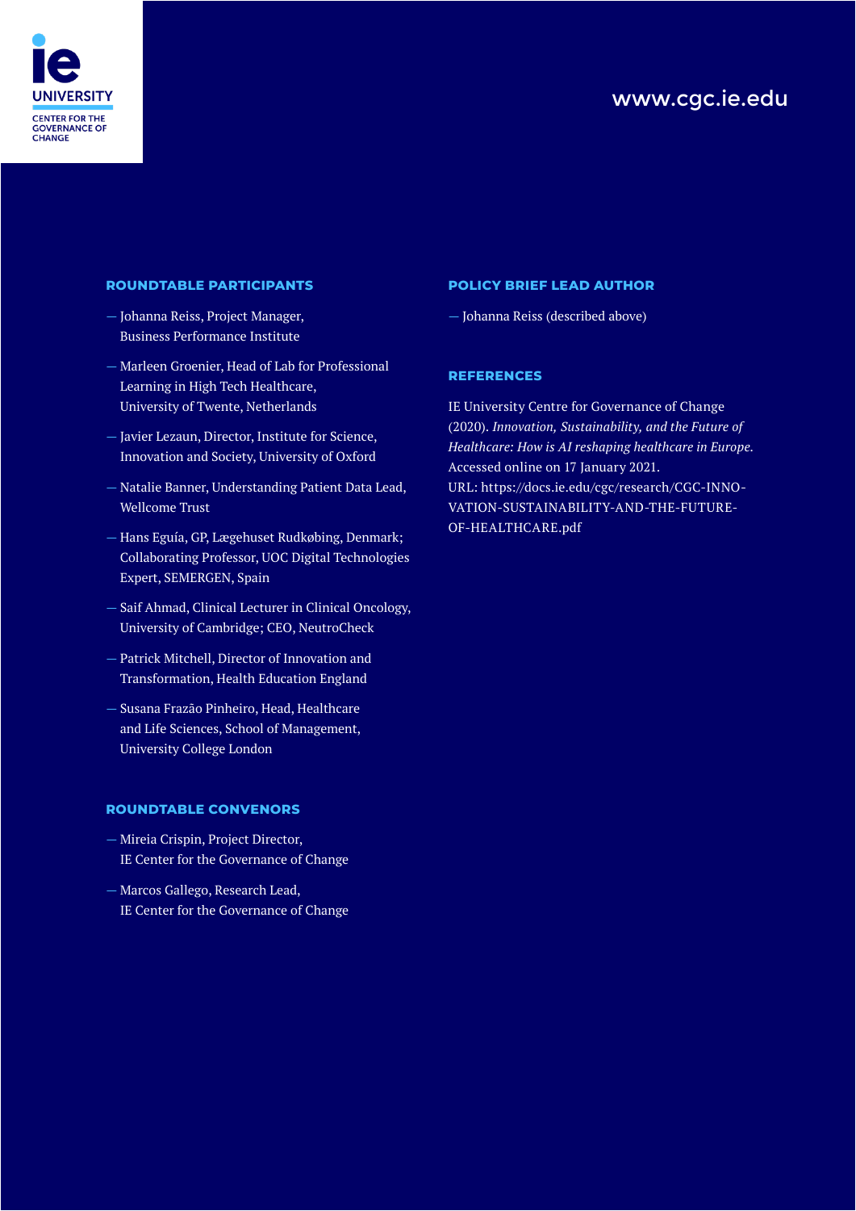## ROUNDTABLE PARTICIPANTS

- Johanna Reiss, Project Manager, Business Performance Institute
- Marleen Groenier, Head of Lab for Professional Learning in High Tech Healthcare, University of Twente, Netherlands
- Javier Lezaun, Director, Institute for Science, Innovation and Society, University of Oxford
- Natalie Banner, Understanding Patient Data Lead, Wellcome Trust
- Hans Eguía, GP, Lægehuset Rudkøbing, Denmark; Collaborating Professor, UOC Digital Technologies Expert, SEMERGEN, Spain
- Saif Ahmad, Clinical Lecturer in Clinical Oncology, University of Cambridge; CEO, NeutroCheck
- Patrick Mitchell, Director of Innovation and Transformation, Health Education England
- Susana Frazão Pinheiro, Head, Healthcare and Life Sciences, School of Management, University College London

## ROUNDTABLE CONVENORS

- Mireia Crispin, Project Director, IE Center for the Governance of Change
- Marcos Gallego, Research Lead, IE Center for the Governance of Change

## POLICY BRIEF LEAD AUTHOR

- Johanna Reiss (described above)

## REFERENCES

IE University Centre for Governance of Change (2020). *Innovation, Sustainability, and the Future of Healthcare: How is AI reshaping healthcare in Europe.* Accessed online on 17 January 2021.
URL: https://docs.ie.edu/cgc/research/CGC-INNOVATION-SUSTAINABILITY-AND-THE-FUTURE-OF-HEALTHCARE.pdf